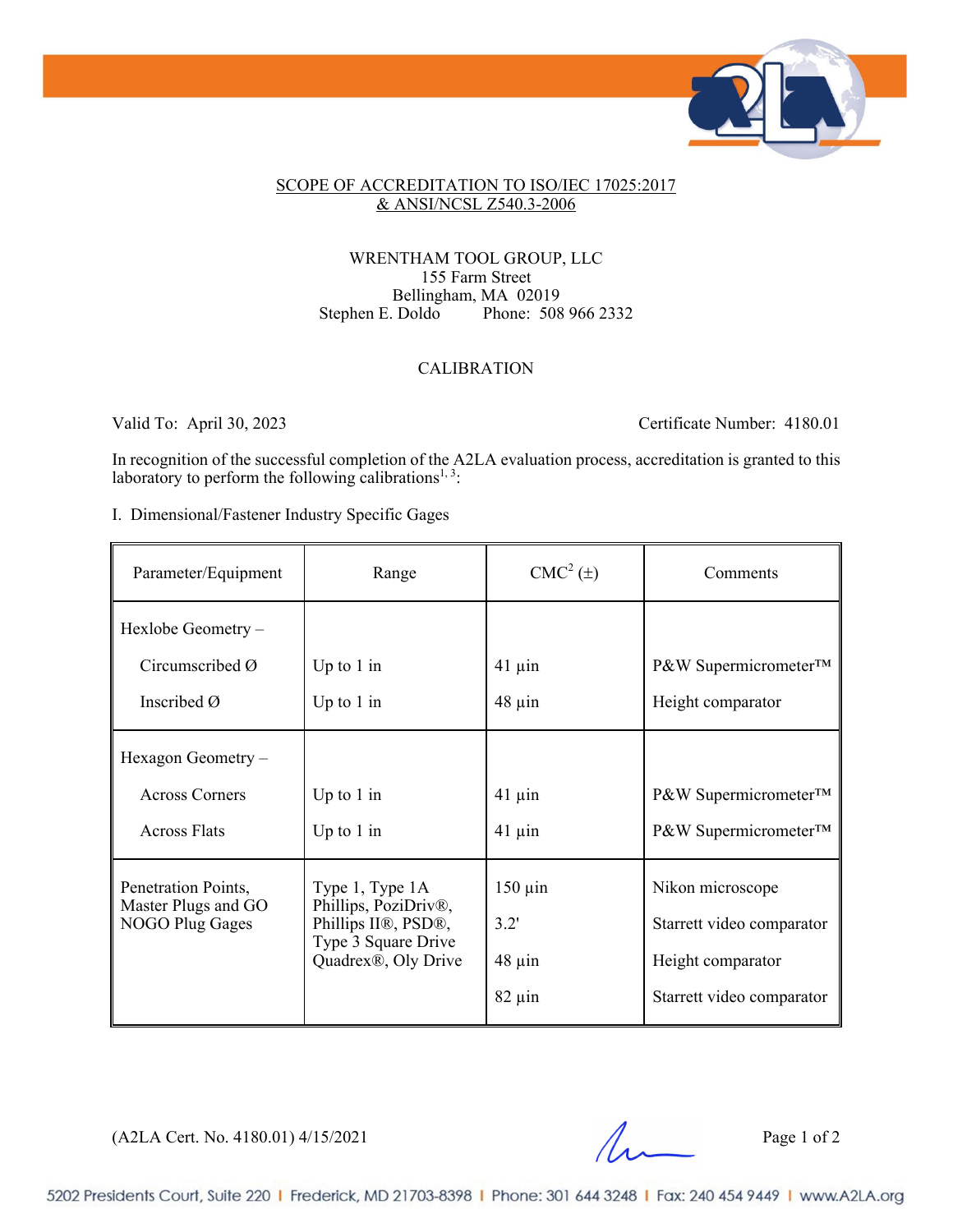SCOPE OF ACCREDITATION TO ISO/IEC 17025:2017
& ANSI/NCSL Z540.3-2006

WRENTHAM TOOL GROUP, LLC
155 Farm Street
Bellingham, MA 02019
Stephen E. Doldo Phone: 508 966 2332

CALIBRATION

Valid To: April 30, 2023 Certificate Number: 4180.01

In recognition of the successful completion of the A2LA evaluation process, accreditation is granted to this laboratory to perform the following calibrations[1, 3]:

I. Dimensional/Fastener Industry Specific Gages

| Parameter/Equipment | Range | CMC[2] (±) | Comments |
|---|---|---|---|
| Hexlobe Geometry – | | | |
| Circumscribed Ø | Up to 1 in | 41 µin | P&W Supermicrometer™ |
| Inscribed Ø | Up to 1 in | 48 µin | Height comparator |
| Hexagon Geometry – | | | |
| Across Corners | Up to 1 in | 41 µin | P&W Supermicrometer™ |
| Across Flats | Up to 1 in | 41 µin | P&W Supermicrometer™ |
| Penetration Points, Master Plugs and GO NOGO Plug Gages | Type 1, Type 1A Phillips, PoziDriv®, Phillips II®, PSD®, Type 3 Square Drive Quadrex®, Oly Drive | 150 µin | Nikon microscope |
| | | 3.2' | Starrett video comparator |
| | | 48 µin | Height comparator |
| | | 82 µin | Starrett video comparator |

(A2LA Cert. No. 4180.01) 4/15/2021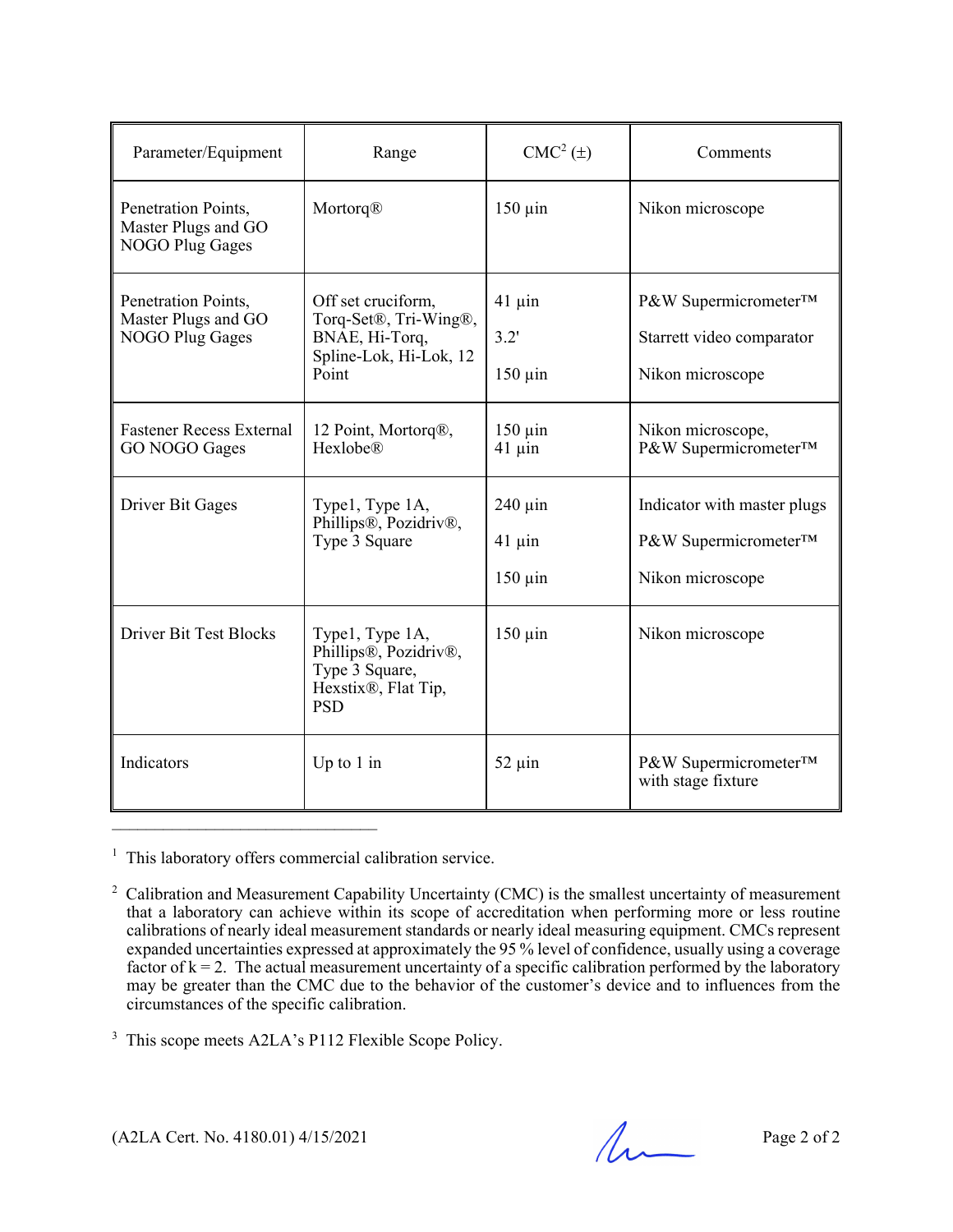| Parameter/Equipment | Range | CMC[2] (±) | Comments |
|---|---|---|---|
| Penetration Points, Master Plugs and GO NOGO Plug Gages | Mortorq® | 150 µin | Nikon microscope |
| Penetration Points, Master Plugs and GO NOGO Plug Gages | Off set cruciform, Torq-Set®, Tri-Wing®, BNAE, Hi-Torq, Spline-Lok, Hi-Lok, 12 Point | 41 µin<br>3.2'<br>150 µin | P&W Supermicrometer™<br>Starrett video comparator<br>Nikon microscope |
| Fastener Recess External GO NOGO Gages | 12 Point, Mortorq®, Hexlobe® | 150 µin<br>41 µin | Nikon microscope, P&W Supermicrometer™ |
| Driver Bit Gages | Type1, Type 1A, Phillips®, Pozidriv®, Type 3 Square | 240 µin<br>41 µin<br>150 µin | Indicator with master plugs<br>P&W Supermicrometer™<br>Nikon microscope |
| Driver Bit Test Blocks | Type1, Type 1A, Phillips®, Pozidriv®, Type 3 Square, Hexstix®, Flat Tip, PSD | 150 µin | Nikon microscope |
| Indicators | Up to 1 in | 52 µin | P&W Supermicrometer™ with stage fixture |

---

[1] This laboratory offers commercial calibration service.

[2] Calibration and Measurement Capability Uncertainty (CMC) is the smallest uncertainty of measurement that a laboratory can achieve within its scope of accreditation when performing more or less routine calibrations of nearly ideal measurement standards or nearly ideal measuring equipment. CMCs represent expanded uncertainties expressed at approximately the 95 % level of confidence, usually using a coverage factor of $k = 2$. The actual measurement uncertainty of a specific calibration performed by the laboratory may be greater than the CMC due to the behavior of the customer's device and to influences from the circumstances of the specific calibration.

[3] This scope meets A2LA's P112 Flexible Scope Policy.

(A2LA Cert. No. 4180.01) 4/15/2021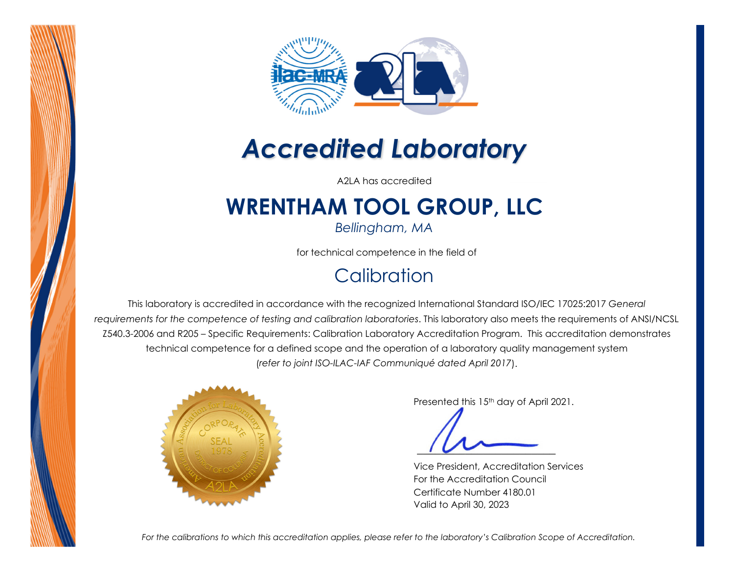# *Accredited Laboratory*

A2LA has accredited

## WRENTHAM TOOL GROUP, LLC

*Bellingham, MA*

for technical competence in the field of

## Calibration

This laboratory is accredited in accordance with the recognized International Standard ISO/IEC 17025:2017 *General requirements for the competence of testing and calibration laboratories*. This laboratory also meets the requirements of ANSI/NCSL Z540.3-2006 and R205 – Specific Requirements: Calibration Laboratory Accreditation Program. This accreditation demonstrates technical competence for a defined scope and the operation of a laboratory quality management system (*refer to joint ISO-ILAC-IAF Communiqué dated April 2017*).

Presented this 15th day of April 2021.

Vice President, Accreditation Services
For the Accreditation Council
Certificate Number 4180.01
Valid to April 30, 2023

*For the calibrations to which this accreditation applies, please refer to the laboratory's Calibration Scope of Accreditation.*